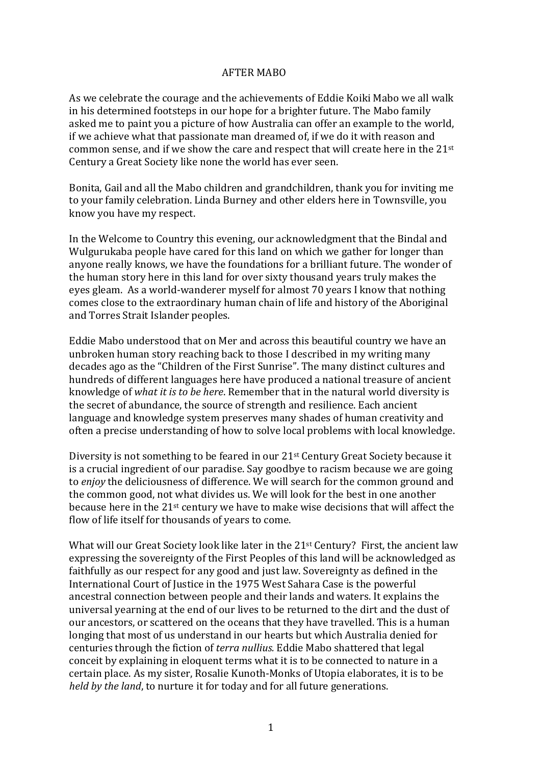# AFTER MABO

As we celebrate the courage and the achievements of Eddie Koiki Mabo we all walk in his determined footsteps in our hope for a brighter future. The Mabo family asked me to paint you a picture of how Australia can offer an example to the world, if we achieve what that passionate man dreamed of, if we do it with reason and common sense, and if we show the care and respect that will create here in the 21st Century a Great Society like none the world has ever seen.

Bonita, Gail and all the Mabo children and grandchildren, thank you for inviting me to your family celebration. Linda Burney and other elders here in Townsville, you know you have my respect.

In the Welcome to Country this evening, our acknowledgment that the Bindal and Wulgurukaba people have cared for this land on which we gather for longer than anyone really knows, we have the foundations for a brilliant future. The wonder of the human story here in this land for over sixty thousand years truly makes the eyes gleam. As a world-wanderer myself for almost 70 years I know that nothing comes close to the extraordinary human chain of life and history of the Aboriginal and Torres Strait Islander peoples.

Eddie Mabo understood that on Mer and across this beautiful country we have an unbroken human story reaching back to those I described in my writing many decades ago as the "Children of the First Sunrise". The many distinct cultures and hundreds of different languages here have produced a national treasure of ancient knowledge of *what it is to be here*. Remember that in the natural world diversity is the secret of abundance, the source of strength and resilience. Each ancient language and knowledge system preserves many shades of human creativity and often a precise understanding of how to solve local problems with local knowledge.

Diversity is not something to be feared in our 21st Century Great Society because it is a crucial ingredient of our paradise. Say goodbye to racism because we are going to *enjoy* the deliciousness of difference. We will search for the common ground and the common good, not what divides us. We will look for the best in one another because here in the 21st century we have to make wise decisions that will affect the flow of life itself for thousands of years to come.

What will our Great Society look like later in the 21st Century? First, the ancient law expressing the sovereignty of the First Peoples of this land will be acknowledged as faithfully as our respect for any good and just law. Sovereignty as defined in the International Court of Justice in the 1975 West Sahara Case is the powerful ancestral connection between people and their lands and waters. It explains the universal yearning at the end of our lives to be returned to the dirt and the dust of our ancestors, or scattered on the oceans that they have travelled. This is a human longing that most of us understand in our hearts but which Australia denied for centuries through the fiction of *terra nullius.* Eddie Mabo shattered that legal conceit by explaining in eloquent terms what it is to be connected to nature in a certain place. As my sister, Rosalie Kunoth-Monks of Utopia elaborates, it is to be *held by the land*, to nurture it for today and for all future generations.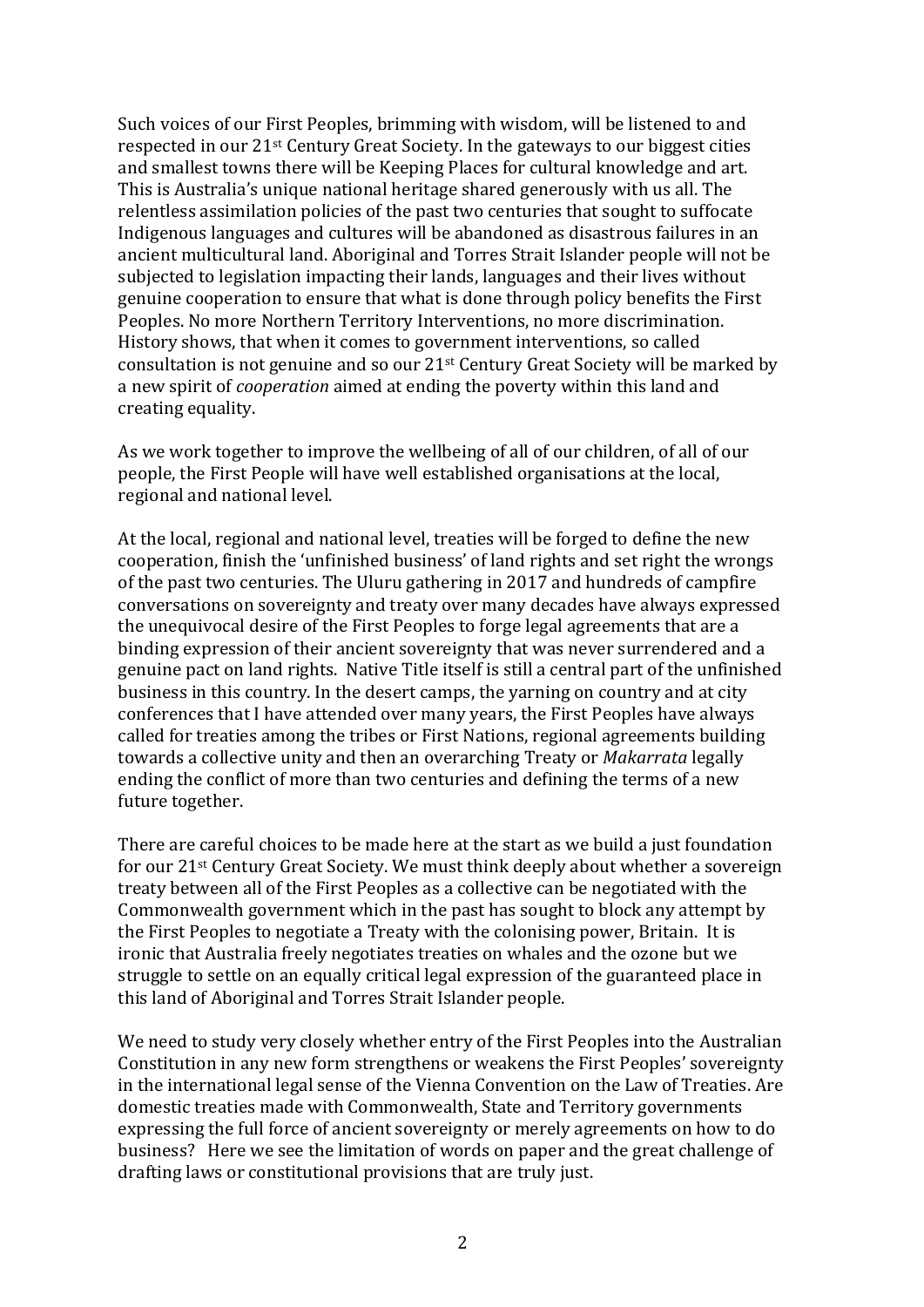Such voices of our First Peoples, brimming with wisdom, will be listened to and respected in our 21st Century Great Society. In the gateways to our biggest cities and smallest towns there will be Keeping Places for cultural knowledge and art. This is Australia's unique national heritage shared generously with us all. The relentless assimilation policies of the past two centuries that sought to suffocate Indigenous languages and cultures will be abandoned as disastrous failures in an ancient multicultural land. Aboriginal and Torres Strait Islander people will not be subjected to legislation impacting their lands, languages and their lives without genuine cooperation to ensure that what is done through policy benefits the First Peoples. No more Northern Territory Interventions, no more discrimination. History shows, that when it comes to government interventions, so called consultation is not genuine and so our 21st Century Great Society will be marked by a new spirit of *cooperation* aimed at ending the poverty within this land and creating equality.

As we work together to improve the wellbeing of all of our children, of all of our people, the First People will have well established organisations at the local, regional and national level.

At the local, regional and national level, treaties will be forged to define the new cooperation, finish the 'unfinished business' of land rights and set right the wrongs of the past two centuries. The Uluru gathering in 2017 and hundreds of campfire conversations on sovereignty and treaty over many decades have always expressed the unequivocal desire of the First Peoples to forge legal agreements that are a binding expression of their ancient sovereignty that was never surrendered and a genuine pact on land rights. Native Title itself is still a central part of the unfinished business in this country. In the desert camps, the yarning on country and at city conferences that I have attended over many years, the First Peoples have always called for treaties among the tribes or First Nations, regional agreements building towards a collective unity and then an overarching Treaty or *Makarrata* legally ending the conflict of more than two centuries and defining the terms of a new future together.

There are careful choices to be made here at the start as we build a just foundation for our 21st Century Great Society. We must think deeply about whether a sovereign treaty between all of the First Peoples as a collective can be negotiated with the Commonwealth government which in the past has sought to block any attempt by the First Peoples to negotiate a Treaty with the colonising power, Britain. It is ironic that Australia freely negotiates treaties on whales and the ozone but we struggle to settle on an equally critical legal expression of the guaranteed place in this land of Aboriginal and Torres Strait Islander people.

We need to study very closely whether entry of the First Peoples into the Australian Constitution in any new form strengthens or weakens the First Peoples' sovereignty in the international legal sense of the Vienna Convention on the Law of Treaties. Are domestic treaties made with Commonwealth, State and Territory governments expressing the full force of ancient sovereignty or merely agreements on how to do business? Here we see the limitation of words on paper and the great challenge of drafting laws or constitutional provisions that are truly just.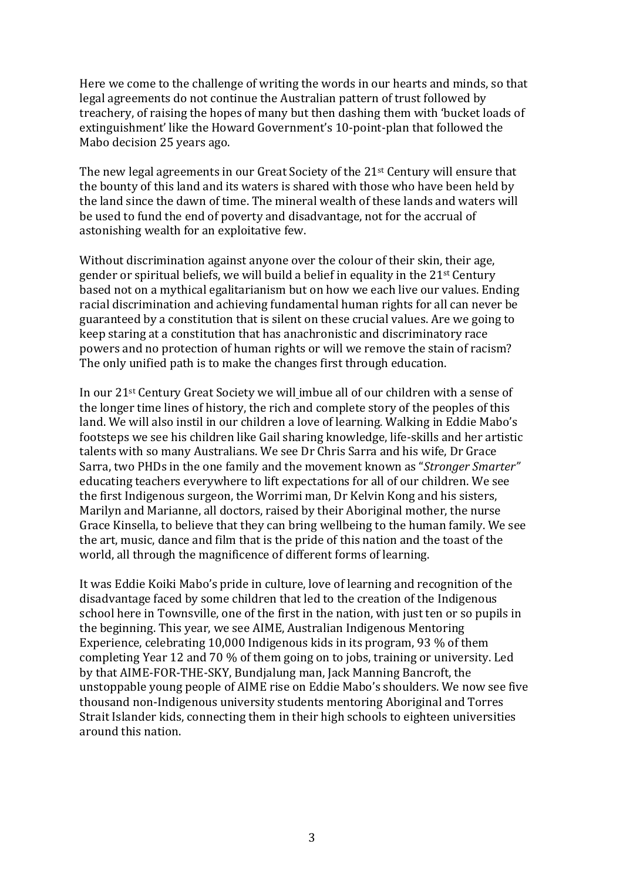Here we come to the challenge of writing the words in our hearts and minds, so that legal agreements do not continue the Australian pattern of trust followed by treachery, of raising the hopes of many but then dashing them with 'bucket loads of extinguishment' like the Howard Government's 10-point-plan that followed the Mabo decision 25 years ago.

The new legal agreements in our Great Society of the 21st Century will ensure that the bounty of this land and its waters is shared with those who have been held by the land since the dawn of time. The mineral wealth of these lands and waters will be used to fund the end of poverty and disadvantage, not for the accrual of astonishing wealth for an exploitative few.

Without discrimination against anyone over the colour of their skin, their age, gender or spiritual beliefs, we will build a belief in equality in the 21st Century based not on a mythical egalitarianism but on how we each live our values. Ending racial discrimination and achieving fundamental human rights for all can never be guaranteed by a constitution that is silent on these crucial values. Are we going to keep staring at a constitution that has anachronistic and discriminatory race powers and no protection of human rights or will we remove the stain of racism? The only unified path is to make the changes first through education.

In our 21st Century Great Society we will imbue all of our children with a sense of the longer time lines of history, the rich and complete story of the peoples of this land. We will also instil in our children a love of learning. Walking in Eddie Mabo's footsteps we see his children like Gail sharing knowledge, life-skills and her artistic talents with so many Australians. We see Dr Chris Sarra and his wife, Dr Grace Sarra, two PHDs in the one family and the movement known as "*Stronger Smarter"* educating teachers everywhere to lift expectations for all of our children. We see the first Indigenous surgeon, the Worrimi man, Dr Kelvin Kong and his sisters, Marilyn and Marianne, all doctors, raised by their Aboriginal mother, the nurse Grace Kinsella, to believe that they can bring wellbeing to the human family. We see the art, music, dance and film that is the pride of this nation and the toast of the world, all through the magnificence of different forms of learning.

It was Eddie Koiki Mabo's pride in culture, love of learning and recognition of the disadvantage faced by some children that led to the creation of the Indigenous school here in Townsville, one of the first in the nation, with just ten or so pupils in the beginning. This year, we see AIME, Australian Indigenous Mentoring Experience, celebrating 10,000 Indigenous kids in its program, 93 % of them completing Year 12 and 70 % of them going on to jobs, training or university. Led by that AIME-FOR-THE-SKY, Bundjalung man, Jack Manning Bancroft, the unstoppable young people of AIME rise on Eddie Mabo's shoulders. We now see five thousand non-Indigenous university students mentoring Aboriginal and Torres Strait Islander kids, connecting them in their high schools to eighteen universities around this nation.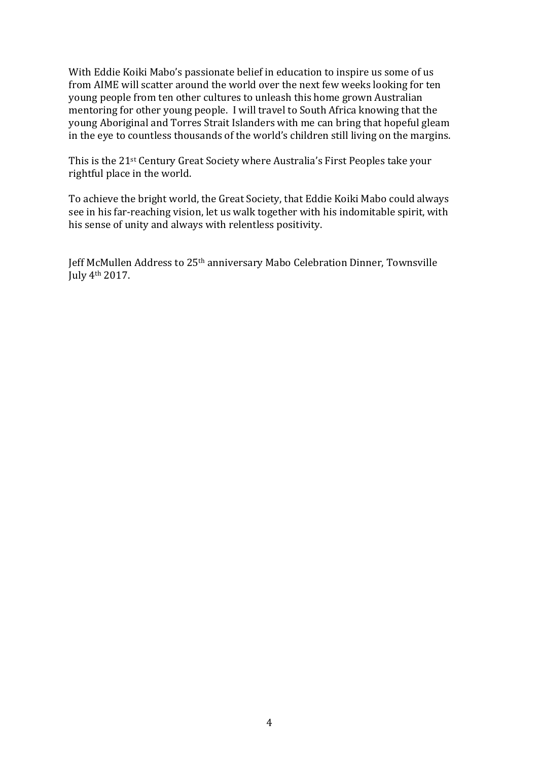With Eddie Koiki Mabo's passionate belief in education to inspire us some of us from AIME will scatter around the world over the next few weeks looking for ten young people from ten other cultures to unleash this home grown Australian mentoring for other young people. I will travel to South Africa knowing that the young Aboriginal and Torres Strait Islanders with me can bring that hopeful gleam in the eye to countless thousands of the world's children still living on the margins.

This is the 21st Century Great Society where Australia's First Peoples take your rightful place in the world.

To achieve the bright world, the Great Society, that Eddie Koiki Mabo could always see in his far-reaching vision, let us walk together with his indomitable spirit, with his sense of unity and always with relentless positivity.

Jeff McMullen Address to 25th anniversary Mabo Celebration Dinner, Townsville July 4th 2017.